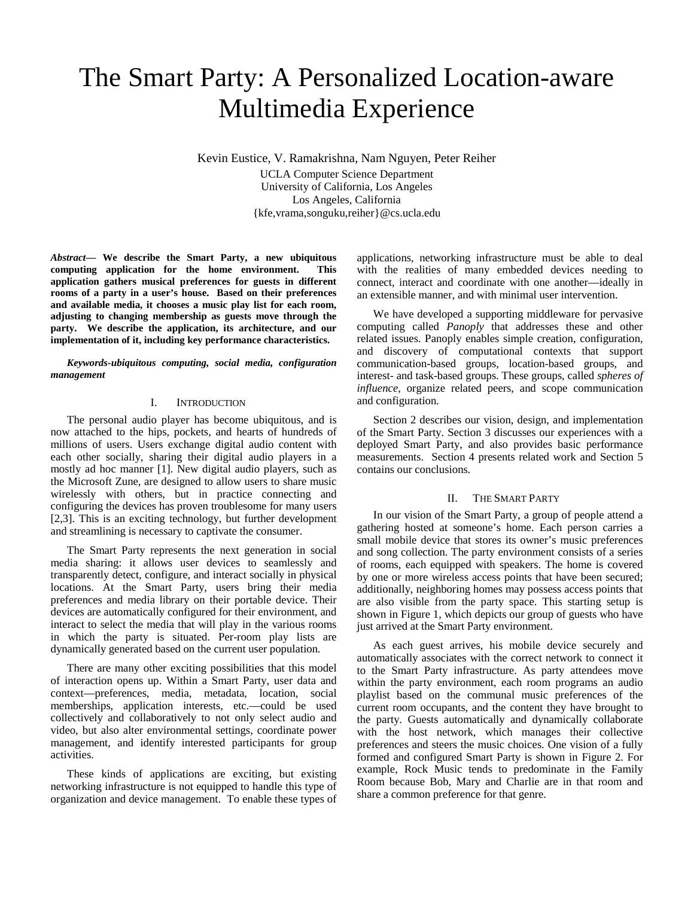# The Smart Party: A Personalized Location-aware Multimedia Experience

Kevin Eustice, V. Ramakrishna, Nam Nguyen, Peter Reiher

UCLA Computer Science Department
University of California, Los Angeles
Los Angeles, California
{kfe,vrama,songuku,reiher}@cs.ucla.edu

***Abstract*— We describe the Smart Party, a new ubiquitous computing application for the home environment. This application gathers musical preferences for guests in different rooms of a party in a user's house. Based on their preferences and available media, it chooses a music play list for each room, adjusting to changing membership as guests move through the party. We describe the application, its architecture, and our implementation of it, including key performance characteristics.**

***Keywords-ubiquitous computing, social media, configuration management***

## I. Introduction

The personal audio player has become ubiquitous, and is now attached to the hips, pockets, and hearts of hundreds of millions of users. Users exchange digital audio content with each other socially, sharing their digital audio players in a mostly ad hoc manner [1]. New digital audio players, such as the Microsoft Zune, are designed to allow users to share music wirelessly with others, but in practice connecting and configuring the devices has proven troublesome for many users [2,3]. This is an exciting technology, but further development and streamlining is necessary to captivate the consumer.

The Smart Party represents the next generation in social media sharing: it allows user devices to seamlessly and transparently detect, configure, and interact socially in physical locations. At the Smart Party, users bring their media preferences and media library on their portable device. Their devices are automatically configured for their environment, and interact to select the media that will play in the various rooms in which the party is situated. Per-room play lists are dynamically generated based on the current user population.

There are many other exciting possibilities that this model of interaction opens up. Within a Smart Party, user data and context—preferences, media, metadata, location, social memberships, application interests, etc.—could be used collectively and collaboratively to not only select audio and video, but also alter environmental settings, coordinate power management, and identify interested participants for group activities.

These kinds of applications are exciting, but existing networking infrastructure is not equipped to handle this type of organization and device management. To enable these types of applications, networking infrastructure must be able to deal with the realities of many embedded devices needing to connect, interact and coordinate with one another—ideally in an extensible manner, and with minimal user intervention.

We have developed a supporting middleware for pervasive computing called *Panoply* that addresses these and other related issues. Panoply enables simple creation, configuration, and discovery of computational contexts that support communication-based groups, location-based groups, and interest- and task-based groups. These groups, called *spheres of influence*, organize related peers, and scope communication and configuration.

Section 2 describes our vision, design, and implementation of the Smart Party. Section 3 discusses our experiences with a deployed Smart Party, and also provides basic performance measurements. Section 4 presents related work and Section 5 contains our conclusions.

## II. The Smart Party

In our vision of the Smart Party, a group of people attend a gathering hosted at someone's home. Each person carries a small mobile device that stores its owner's music preferences and song collection. The party environment consists of a series of rooms, each equipped with speakers. The home is covered by one or more wireless access points that have been secured; additionally, neighboring homes may possess access points that are also visible from the party space. This starting setup is shown in Figure 1, which depicts our group of guests who have just arrived at the Smart Party environment.

As each guest arrives, his mobile device securely and automatically associates with the correct network to connect it to the Smart Party infrastructure. As party attendees move within the party environment, each room programs an audio playlist based on the communal music preferences of the current room occupants, and the content they have brought to the party. Guests automatically and dynamically collaborate with the host network, which manages their collective preferences and steers the music choices. One vision of a fully formed and configured Smart Party is shown in Figure 2. For example, Rock Music tends to predominate in the Family Room because Bob, Mary and Charlie are in that room and share a common preference for that genre.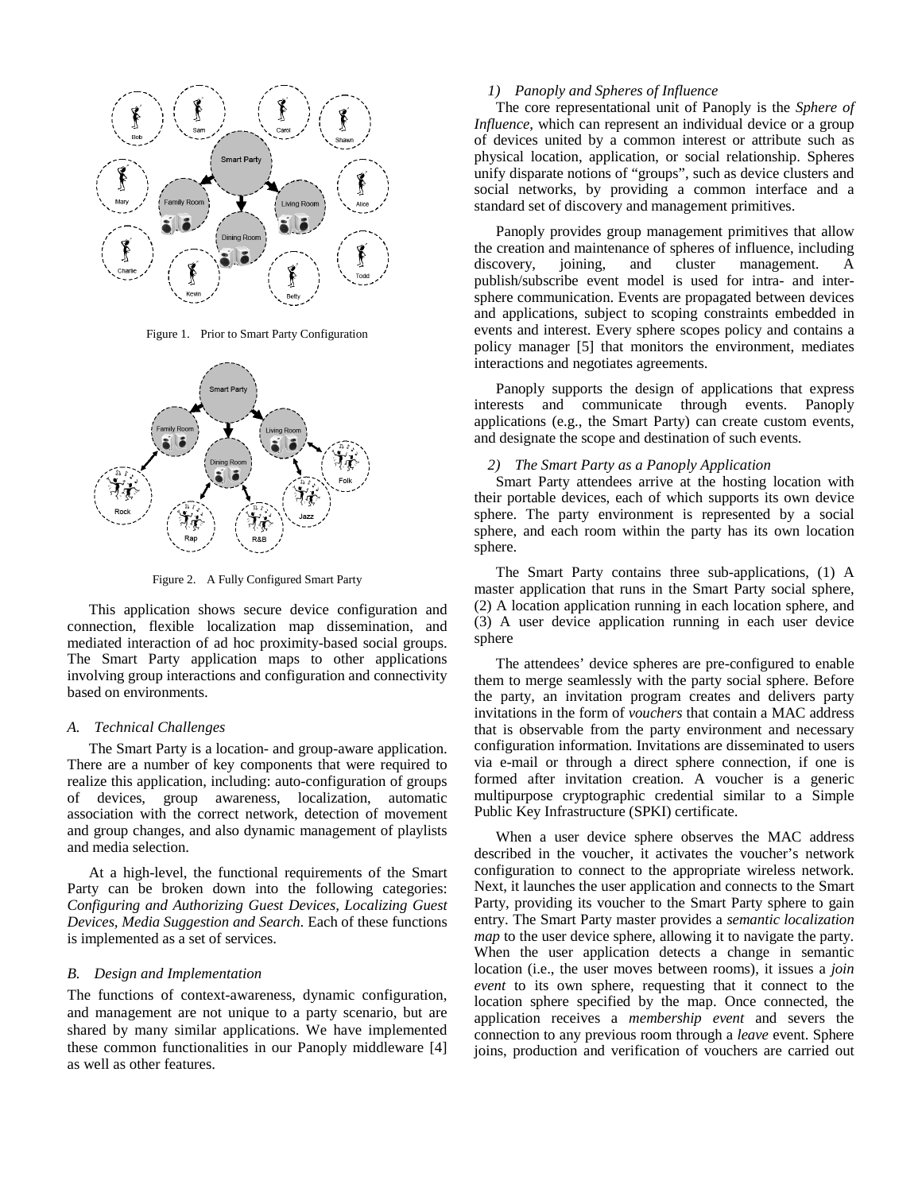Bob

Sam

Carol

Shawn

Smart Party

Mary

Family Room

Living Room

Alice

Dining Room

Charlie

Todd

Kevin

Betty

Figure 1. Prior to Smart Party Configuration

Smart Party

Family Room

Living Room

Dining Room

Folk

Rock

Jazz

Rap

R&B

Figure 2. A Fully Configured Smart Party

This application shows secure device configuration and connection, flexible localization map dissemination, and mediated interaction of ad hoc proximity-based social groups. The Smart Party application maps to other applications involving group interactions and configuration and connectivity based on environments.

### A. Technical Challenges

The Smart Party is a location- and group-aware application. There are a number of key components that were required to realize this application, including: auto-configuration of groups of devices, group awareness, localization, automatic association with the correct network, detection of movement and group changes, and also dynamic management of playlists and media selection.

At a high-level, the functional requirements of the Smart Party can be broken down into the following categories: *Configuring and Authorizing Guest Devices, Localizing Guest Devices, Media Suggestion and Search*. Each of these functions is implemented as a set of services.

### B. Design and Implementation

The functions of context-awareness, dynamic configuration, and management are not unique to a party scenario, but are shared by many similar applications. We have implemented these common functionalities in our Panoply middleware [4] as well as other features.

#### 1) Panoply and Spheres of Influence

The core representational unit of Panoply is the *Sphere of Influence*, which can represent an individual device or a group of devices united by a common interest or attribute such as physical location, application, or social relationship. Spheres unify disparate notions of "groups", such as device clusters and social networks, by providing a common interface and a standard set of discovery and management primitives.

Panoply provides group management primitives that allow the creation and maintenance of spheres of influence, including discovery, joining, and cluster management. A publish/subscribe event model is used for intra- and inter-sphere communication. Events are propagated between devices and applications, subject to scoping constraints embedded in events and interest. Every sphere scopes policy and contains a policy manager [5] that monitors the environment, mediates interactions and negotiates agreements.

Panoply supports the design of applications that express interests and communicate through events. Panoply applications (e.g., the Smart Party) can create custom events, and designate the scope and destination of such events.

#### 2) The Smart Party as a Panoply Application

Smart Party attendees arrive at the hosting location with their portable devices, each of which supports its own device sphere. The party environment is represented by a social sphere, and each room within the party has its own location sphere.

The Smart Party contains three sub-applications, (1) A master application that runs in the Smart Party social sphere, (2) A location application running in each location sphere, and (3) A user device application running in each user device sphere

The attendees' device spheres are pre-configured to enable them to merge seamlessly with the party social sphere. Before the party, an invitation program creates and delivers party invitations in the form of *vouchers* that contain a MAC address that is observable from the party environment and necessary configuration information. Invitations are disseminated to users via e-mail or through a direct sphere connection, if one is formed after invitation creation. A voucher is a generic multipurpose cryptographic credential similar to a Simple Public Key Infrastructure (SPKI) certificate.

When a user device sphere observes the MAC address described in the voucher, it activates the voucher's network configuration to connect to the appropriate wireless network. Next, it launches the user application and connects to the Smart Party, providing its voucher to the Smart Party sphere to gain entry. The Smart Party master provides a *semantic localization map* to the user device sphere, allowing it to navigate the party. When the user application detects a change in semantic location (i.e., the user moves between rooms), it issues a *join event* to its own sphere, requesting that it connect to the location sphere specified by the map. Once connected, the application receives a *membership event* and severs the connection to any previous room through a *leave* event. Sphere joins, production and verification of vouchers are carried out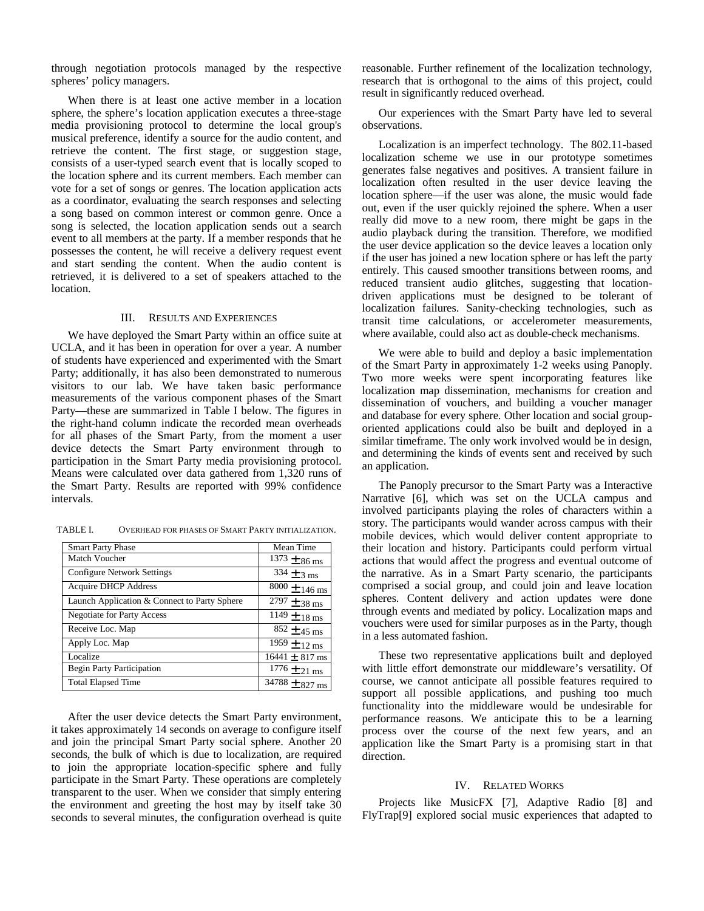through negotiation protocols managed by the respective spheres' policy managers.

When there is at least one active member in a location sphere, the sphere's location application executes a three-stage media provisioning protocol to determine the local group's musical preference, identify a source for the audio content, and retrieve the content. The first stage, or suggestion stage, consists of a user-typed search event that is locally scoped to the location sphere and its current members. Each member can vote for a set of songs or genres. The location application acts as a coordinator, evaluating the search responses and selecting a song based on common interest or common genre. Once a song is selected, the location application sends out a search event to all members at the party. If a member responds that he possesses the content, he will receive a delivery request event and start sending the content. When the audio content is retrieved, it is delivered to a set of speakers attached to the location.

## III. Results and Experiences

We have deployed the Smart Party within an office suite at UCLA, and it has been in operation for over a year. A number of students have experienced and experimented with the Smart Party; additionally, it has also been demonstrated to numerous visitors to our lab. We have taken basic performance measurements of the various component phases of the Smart Party—these are summarized in Table I below. The figures in the right-hand column indicate the recorded mean overheads for all phases of the Smart Party, from the moment a user device detects the Smart Party environment through to participation in the Smart Party media provisioning protocol. Means were calculated over data gathered from 1,320 runs of the Smart Party. Results are reported with 99% confidence intervals.

TABLE I. Overhead for phases of Smart Party initialization.

| Smart Party Phase | Mean Time |
|---|---|
| Match Voucher | 1373 ± 86 ms |
| Configure Network Settings | 334 ± 3 ms |
| Acquire DHCP Address | 8000 ± 146 ms |
| Launch Application & Connect to Party Sphere | 2797 ± 38 ms |
| Negotiate for Party Access | 1149 ± 18 ms |
| Receive Loc. Map | 852 ± 45 ms |
| Apply Loc. Map | 1959 ± 12 ms |
| Localize | 16441 ± 817 ms |
| Begin Party Participation | 1776 ± 21 ms |
| Total Elapsed Time | 34788 ± 827 ms |

After the user device detects the Smart Party environment, it takes approximately 14 seconds on average to configure itself and join the principal Smart Party social sphere. Another 20 seconds, the bulk of which is due to localization, are required to join the appropriate location-specific sphere and fully participate in the Smart Party. These operations are completely transparent to the user. When we consider that simply entering the environment and greeting the host may by itself take 30 seconds to several minutes, the configuration overhead is quite reasonable. Further refinement of the localization technology, research that is orthogonal to the aims of this project, could result in significantly reduced overhead.

Our experiences with the Smart Party have led to several observations.

Localization is an imperfect technology. The 802.11-based localization scheme we use in our prototype sometimes generates false negatives and positives. A transient failure in localization often resulted in the user device leaving the location sphere—if the user was alone, the music would fade out, even if the user quickly rejoined the sphere. When a user really did move to a new room, there might be gaps in the audio playback during the transition. Therefore, we modified the user device application so the device leaves a location only if the user has joined a new location sphere or has left the party entirely. This caused smoother transitions between rooms, and reduced transient audio glitches, suggesting that location-driven applications must be designed to be tolerant of localization failures. Sanity-checking technologies, such as transit time calculations, or accelerometer measurements, where available, could also act as double-check mechanisms.

We were able to build and deploy a basic implementation of the Smart Party in approximately 1-2 weeks using Panoply. Two more weeks were spent incorporating features like localization map dissemination, mechanisms for creation and dissemination of vouchers, and building a voucher manager and database for every sphere. Other location and social group-oriented applications could also be built and deployed in a similar timeframe. The only work involved would be in design, and determining the kinds of events sent and received by such an application.

The Panoply precursor to the Smart Party was a Interactive Narrative [6], which was set on the UCLA campus and involved participants playing the roles of characters within a story. The participants would wander across campus with their mobile devices, which would deliver content appropriate to their location and history. Participants could perform virtual actions that would affect the progress and eventual outcome of the narrative. As in a Smart Party scenario, the participants comprised a social group, and could join and leave location spheres. Content delivery and action updates were done through events and mediated by policy. Localization maps and vouchers were used for similar purposes as in the Party, though in a less automated fashion.

These two representative applications built and deployed with little effort demonstrate our middleware's versatility. Of course, we cannot anticipate all possible features required to support all possible applications, and pushing too much functionality into the middleware would be undesirable for performance reasons. We anticipate this to be a learning process over the course of the next few years, and an application like the Smart Party is a promising start in that direction.

## IV. Related Works

Projects like MusicFX [7], Adaptive Radio [8] and FlyTrap[9] explored social music experiences that adapted to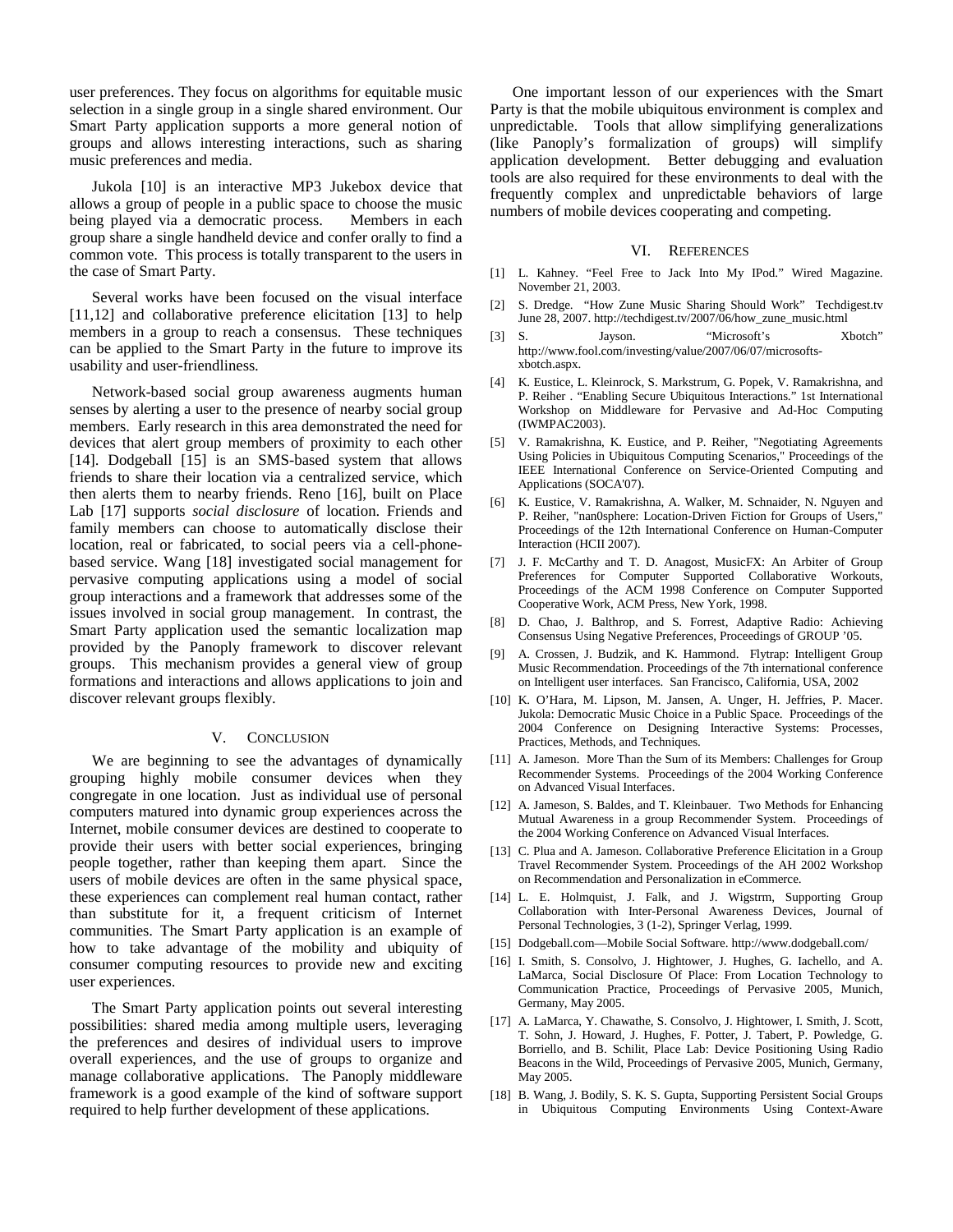user preferences. They focus on algorithms for equitable music selection in a single group in a single shared environment. Our Smart Party application supports a more general notion of groups and allows interesting interactions, such as sharing music preferences and media.

Jukola [10] is an interactive MP3 Jukebox device that allows a group of people in a public space to choose the music being played via a democratic process. Members in each group share a single handheld device and confer orally to find a common vote. This process is totally transparent to the users in the case of Smart Party.

Several works have been focused on the visual interface [11,12] and collaborative preference elicitation [13] to help members in a group to reach a consensus. These techniques can be applied to the Smart Party in the future to improve its usability and user-friendliness.

Network-based social group awareness augments human senses by alerting a user to the presence of nearby social group members. Early research in this area demonstrated the need for devices that alert group members of proximity to each other [14]. Dodgeball [15] is an SMS-based system that allows friends to share their location via a centralized service, which then alerts them to nearby friends. Reno [16], built on Place Lab [17] supports *social disclosure* of location. Friends and family members can choose to automatically disclose their location, real or fabricated, to social peers via a cell-phone-based service. Wang [18] investigated social management for pervasive computing applications using a model of social group interactions and a framework that addresses some of the issues involved in social group management. In contrast, the Smart Party application used the semantic localization map provided by the Panoply framework to discover relevant groups. This mechanism provides a general view of group formations and interactions and allows applications to join and discover relevant groups flexibly.

## V. Conclusion

We are beginning to see the advantages of dynamically grouping highly mobile consumer devices when they congregate in one location. Just as individual use of personal computers matured into dynamic group experiences across the Internet, mobile consumer devices are destined to cooperate to provide their users with better social experiences, bringing people together, rather than keeping them apart. Since the users of mobile devices are often in the same physical space, these experiences can complement real human contact, rather than substitute for it, a frequent criticism of Internet communities. The Smart Party application is an example of how to take advantage of the mobility and ubiquity of consumer computing resources to provide new and exciting user experiences.

The Smart Party application points out several interesting possibilities: shared media among multiple users, leveraging the preferences and desires of individual users to improve overall experiences, and the use of groups to organize and manage collaborative applications. The Panoply middleware framework is a good example of the kind of software support required to help further development of these applications.

One important lesson of our experiences with the Smart Party is that the mobile ubiquitous environment is complex and unpredictable. Tools that allow simplifying generalizations (like Panoply's formalization of groups) will simplify application development. Better debugging and evaluation tools are also required for these environments to deal with the frequently complex and unpredictable behaviors of large numbers of mobile devices cooperating and competing.

## VI. References

[1] L. Kahney. “Feel Free to Jack Into My IPod.” Wired Magazine. November 21, 2003.

[2] S. Dredge. “How Zune Music Sharing Should Work” Techdigest.tv June 28, 2007. http://techdigest.tv/2007/06/how_zune_music.html

[3] S. Jayson. “Microsoft's Xbotch” http://www.fool.com/investing/value/2007/06/07/microsofts-xbotch.aspx.

[4] K. Eustice, L. Kleinrock, S. Markstrum, G. Popek, V. Ramakrishna, and P. Reiher . “Enabling Secure Ubiquitous Interactions.” 1st International Workshop on Middleware for Pervasive and Ad-Hoc Computing (IWMPAC2003).

[5] V. Ramakrishna, K. Eustice, and P. Reiher, "Negotiating Agreements Using Policies in Ubiquitous Computing Scenarios," Proceedings of the IEEE International Conference on Service-Oriented Computing and Applications (SOCA'07).

[6] K. Eustice, V. Ramakrishna, A. Walker, M. Schnaider, N. Nguyen and P. Reiher, "nan0sphere: Location-Driven Fiction for Groups of Users," Proceedings of the 12th International Conference on Human-Computer Interaction (HCII 2007).

[7] J. F. McCarthy and T. D. Anagost, MusicFX: An Arbiter of Group Preferences for Computer Supported Collaborative Workouts, Proceedings of the ACM 1998 Conference on Computer Supported Cooperative Work, ACM Press, New York, 1998.

[8] D. Chao, J. Balthrop, and S. Forrest, Adaptive Radio: Achieving Consensus Using Negative Preferences, Proceedings of GROUP '05.

[9] A. Crossen, J. Budzik, and K. Hammond. Flytrap: Intelligent Group Music Recommendation. Proceedings of the 7th international conference on Intelligent user interfaces. San Francisco, California, USA, 2002

[10] K. O'Hara, M. Lipson, M. Jansen, A. Unger, H. Jeffries, P. Macer. Jukola: Democratic Music Choice in a Public Space. Proceedings of the 2004 Conference on Designing Interactive Systems: Processes, Practices, Methods, and Techniques.

[11] A. Jameson. More Than the Sum of its Members: Challenges for Group Recommender Systems. Proceedings of the 2004 Working Conference on Advanced Visual Interfaces.

[12] A. Jameson, S. Baldes, and T. Kleinbauer. Two Methods for Enhancing Mutual Awareness in a group Recommender System. Proceedings of the 2004 Working Conference on Advanced Visual Interfaces.

[13] C. Plua and A. Jameson. Collaborative Preference Elicitation in a Group Travel Recommender System. Proceedings of the AH 2002 Workshop on Recommendation and Personalization in eCommerce.

[14] L. E. Holmquist, J. Falk, and J. Wigstrm, Supporting Group Collaboration with Inter-Personal Awareness Devices, Journal of Personal Technologies, 3 (1-2), Springer Verlag, 1999.

[15] Dodgeball.com—Mobile Social Software. http://www.dodgeball.com/

[16] I. Smith, S. Consolvo, J. Hightower, J. Hughes, G. Iachello, and A. LaMarca, Social Disclosure Of Place: From Location Technology to Communication Practice, Proceedings of Pervasive 2005, Munich, Germany, May 2005.

[17] A. LaMarca, Y. Chawathe, S. Consolvo, J. Hightower, I. Smith, J. Scott, T. Sohn, J. Howard, J. Hughes, F. Potter, J. Tabert, P. Powledge, G. Borriello, and B. Schilit, Place Lab: Device Positioning Using Radio Beacons in the Wild, Proceedings of Pervasive 2005, Munich, Germany, May 2005.

[18] B. Wang, J. Bodily, S. K. S. Gupta, Supporting Persistent Social Groups in Ubiquitous Computing Environments Using Context-Aware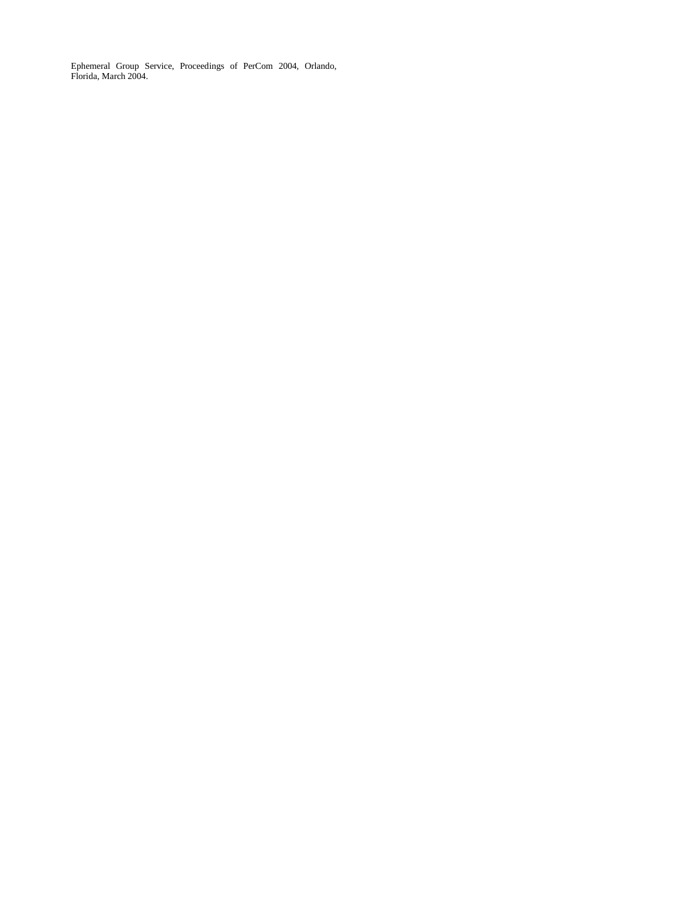Ephemeral Group Service, Proceedings of PerCom 2004, Orlando, Florida, March 2004.